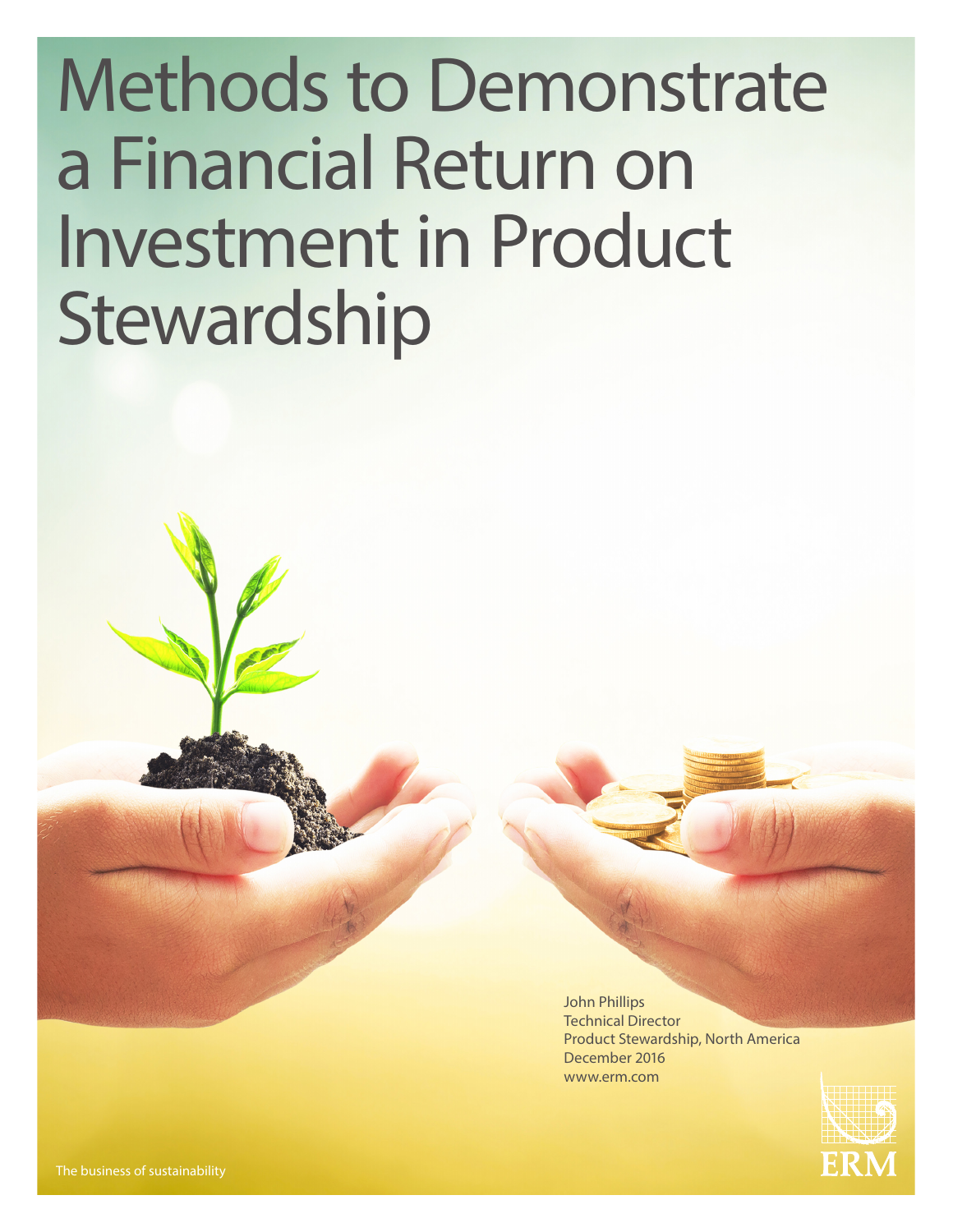# Methods to Demonstrate a Financial Return on Investment in Product Stewardship

John Phillips
Technical Director
Product Stewardship, North America
December 2016
www.erm.com

The business of sustainability

ERM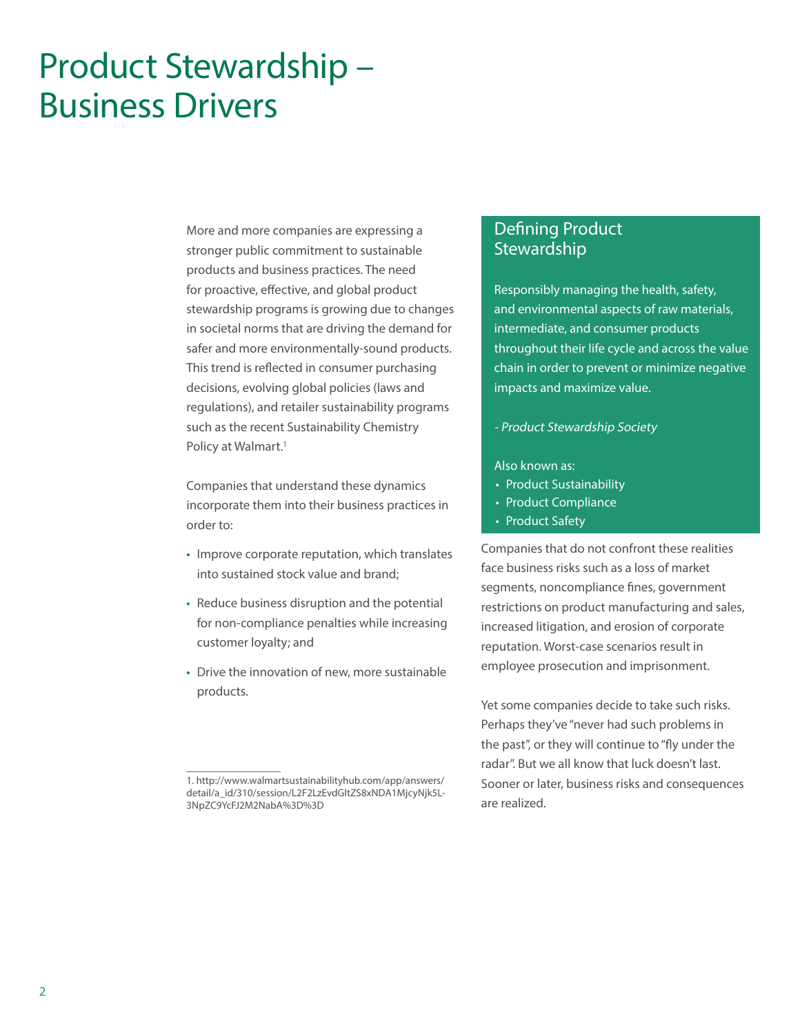# Product Stewardship – Business Drivers

More and more companies are expressing a stronger public commitment to sustainable products and business practices. The need for proactive, effective, and global product stewardship programs is growing due to changes in societal norms that are driving the demand for safer and more environmentally-sound products. This trend is reflected in consumer purchasing decisions, evolving global policies (laws and regulations), and retailer sustainability programs such as the recent Sustainability Chemistry Policy at Walmart.[1]

Companies that understand these dynamics incorporate them into their business practices in order to:

- Improve corporate reputation, which translates into sustained stock value and brand;
- Reduce business disruption and the potential for non-compliance penalties while increasing customer loyalty; and
- Drive the innovation of new, more sustainable products.

## Defining Product Stewardship

Responsibly managing the health, safety, and environmental aspects of raw materials, intermediate, and consumer products throughout their life cycle and across the value chain in order to prevent or minimize negative impacts and maximize value.

*- Product Stewardship Society*

Also known as:

- Product Sustainability
- Product Compliance
- Product Safety

Companies that do not confront these realities face business risks such as a loss of market segments, noncompliance fines, government restrictions on product manufacturing and sales, increased litigation, and erosion of corporate reputation. Worst-case scenarios result in employee prosecution and imprisonment.

Yet some companies decide to take such risks. Perhaps they've "never had such problems in the past", or they will continue to "fly under the radar". But we all know that luck doesn't last. Sooner or later, business risks and consequences are realized.

1. http://www.walmartsustainabilityhub.com/app/answers/detail/a_id/310/session/L2F2LzEvdGltZS8xNDA1MjcyNjk5L-3NpZC9YcFJ2M2NabA%3D%3D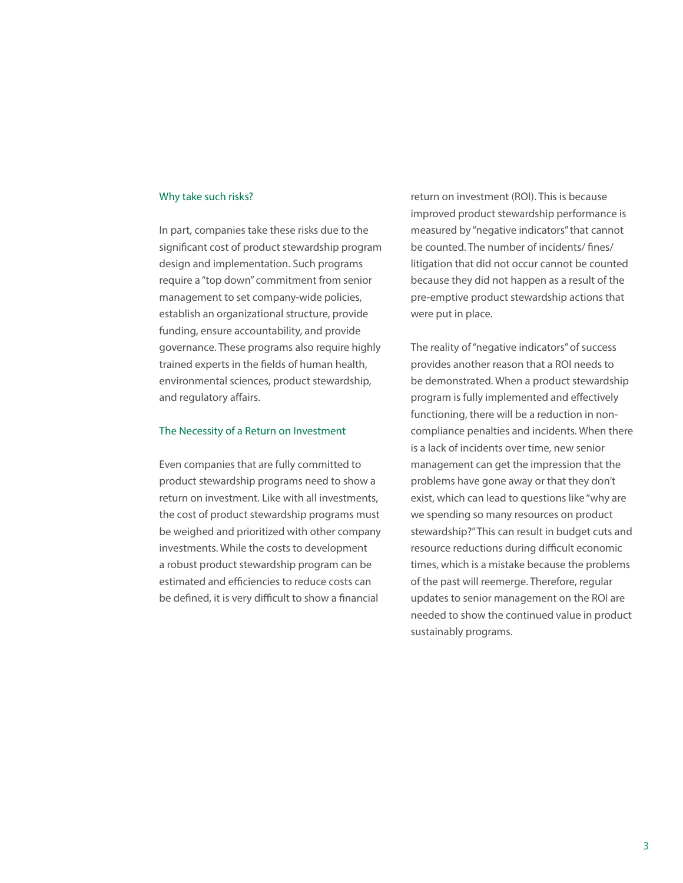## Why take such risks?

In part, companies take these risks due to the significant cost of product stewardship program design and implementation. Such programs require a "top down" commitment from senior management to set company-wide policies, establish an organizational structure, provide funding, ensure accountability, and provide governance. These programs also require highly trained experts in the fields of human health, environmental sciences, product stewardship, and regulatory affairs.

## The Necessity of a Return on Investment

Even companies that are fully committed to product stewardship programs need to show a return on investment. Like with all investments, the cost of product stewardship programs must be weighed and prioritized with other company investments. While the costs to development a robust product stewardship program can be estimated and efficiencies to reduce costs can be defined, it is very difficult to show a financial return on investment (ROI). This is because improved product stewardship performance is measured by "negative indicators" that cannot be counted. The number of incidents/ fines/ litigation that did not occur cannot be counted because they did not happen as a result of the pre-emptive product stewardship actions that were put in place.

The reality of "negative indicators" of success provides another reason that a ROI needs to be demonstrated. When a product stewardship program is fully implemented and effectively functioning, there will be a reduction in non-compliance penalties and incidents. When there is a lack of incidents over time, new senior management can get the impression that the problems have gone away or that they don't exist, which can lead to questions like "why are we spending so many resources on product stewardship?" This can result in budget cuts and resource reductions during difficult economic times, which is a mistake because the problems of the past will reemerge. Therefore, regular updates to senior management on the ROI are needed to show the continued value in product sustainably programs.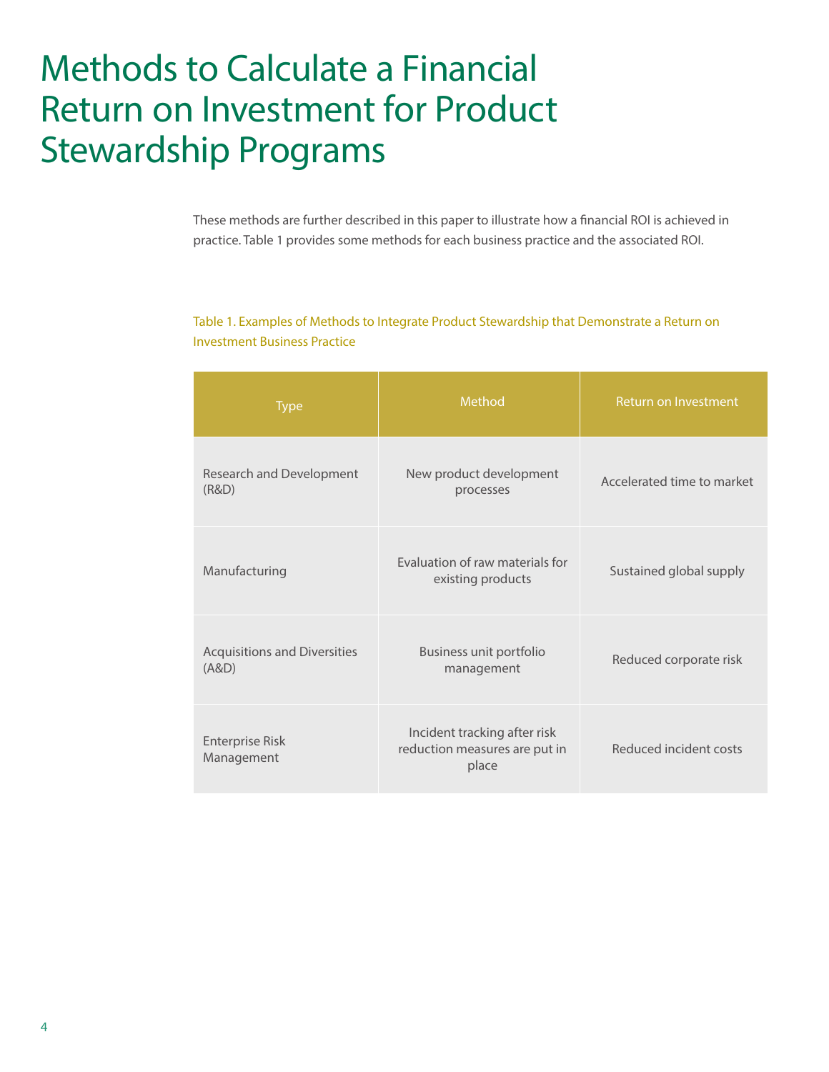# Methods to Calculate a Financial Return on Investment for Product Stewardship Programs

These methods are further described in this paper to illustrate how a financial ROI is achieved in practice. Table 1 provides some methods for each business practice and the associated ROI.

Table 1. Examples of Methods to Integrate Product Stewardship that Demonstrate a Return on Investment Business Practice

| Type | Method | Return on Investment |
|---|---|---|
| Research and Development (R&D) | New product development processes | Accelerated time to market |
| Manufacturing | Evaluation of raw materials for existing products | Sustained global supply |
| Acquisitions and Diversities (A&D) | Business unit portfolio management | Reduced corporate risk |
| Enterprise Risk Management | Incident tracking after risk reduction measures are put in place | Reduced incident costs |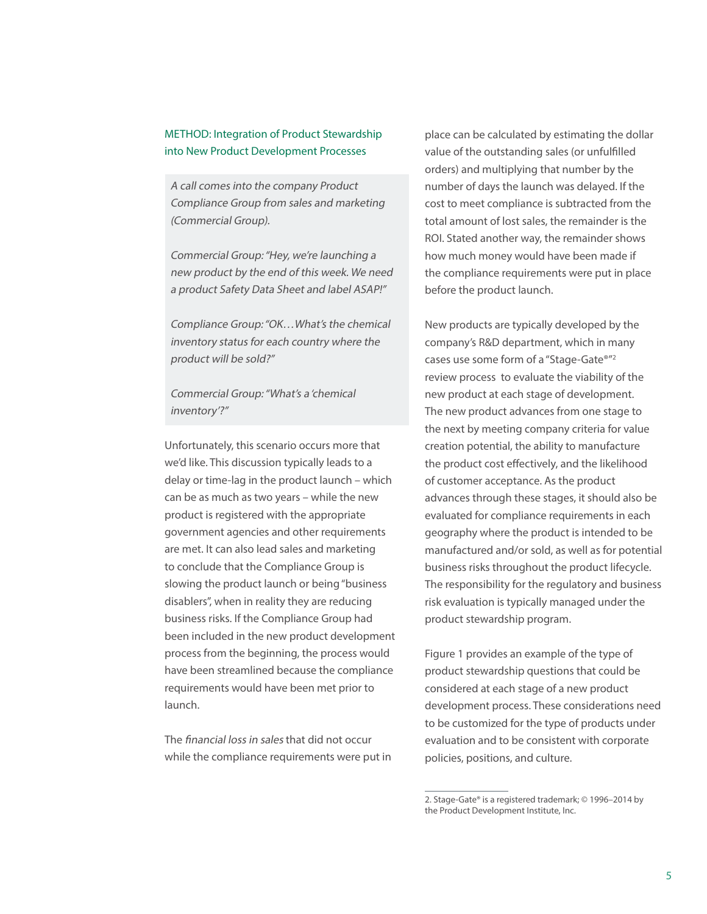## METHOD: Integration of Product Stewardship into New Product Development Processes

*A call comes into the company Product Compliance Group from sales and marketing (Commercial Group).*

*Commercial Group: "Hey, we're launching a new product by the end of this week. We need a product Safety Data Sheet and label ASAP!"*

*Compliance Group: "OK…What's the chemical inventory status for each country where the product will be sold?"*

*Commercial Group: "What's a 'chemical inventory'?"*

Unfortunately, this scenario occurs more that we'd like. This discussion typically leads to a delay or time-lag in the product launch – which can be as much as two years – while the new product is registered with the appropriate government agencies and other requirements are met. It can also lead sales and marketing to conclude that the Compliance Group is slowing the product launch or being "business disablers", when in reality they are reducing business risks. If the Compliance Group had been included in the new product development process from the beginning, the process would have been streamlined because the compliance requirements would have been met prior to launch.

The *financial loss in sales* that did not occur while the compliance requirements were put in place can be calculated by estimating the dollar value of the outstanding sales (or unfulfilled orders) and multiplying that number by the number of days the launch was delayed. If the cost to meet compliance is subtracted from the total amount of lost sales, the remainder is the ROI. Stated another way, the remainder shows how much money would have been made if the compliance requirements were put in place before the product launch.

New products are typically developed by the company's R&D department, which in many cases use some form of a "Stage-Gate®"[2] review process to evaluate the viability of the new product at each stage of development. The new product advances from one stage to the next by meeting company criteria for value creation potential, the ability to manufacture the product cost effectively, and the likelihood of customer acceptance. As the product advances through these stages, it should also be evaluated for compliance requirements in each geography where the product is intended to be manufactured and/or sold, as well as for potential business risks throughout the product lifecycle. The responsibility for the regulatory and business risk evaluation is typically managed under the product stewardship program.

Figure 1 provides an example of the type of product stewardship questions that could be considered at each stage of a new product development process. These considerations need to be customized for the type of products under evaluation and to be consistent with corporate policies, positions, and culture.

---

2. Stage-Gate® is a registered trademark; © 1996–2014 by the Product Development Institute, Inc.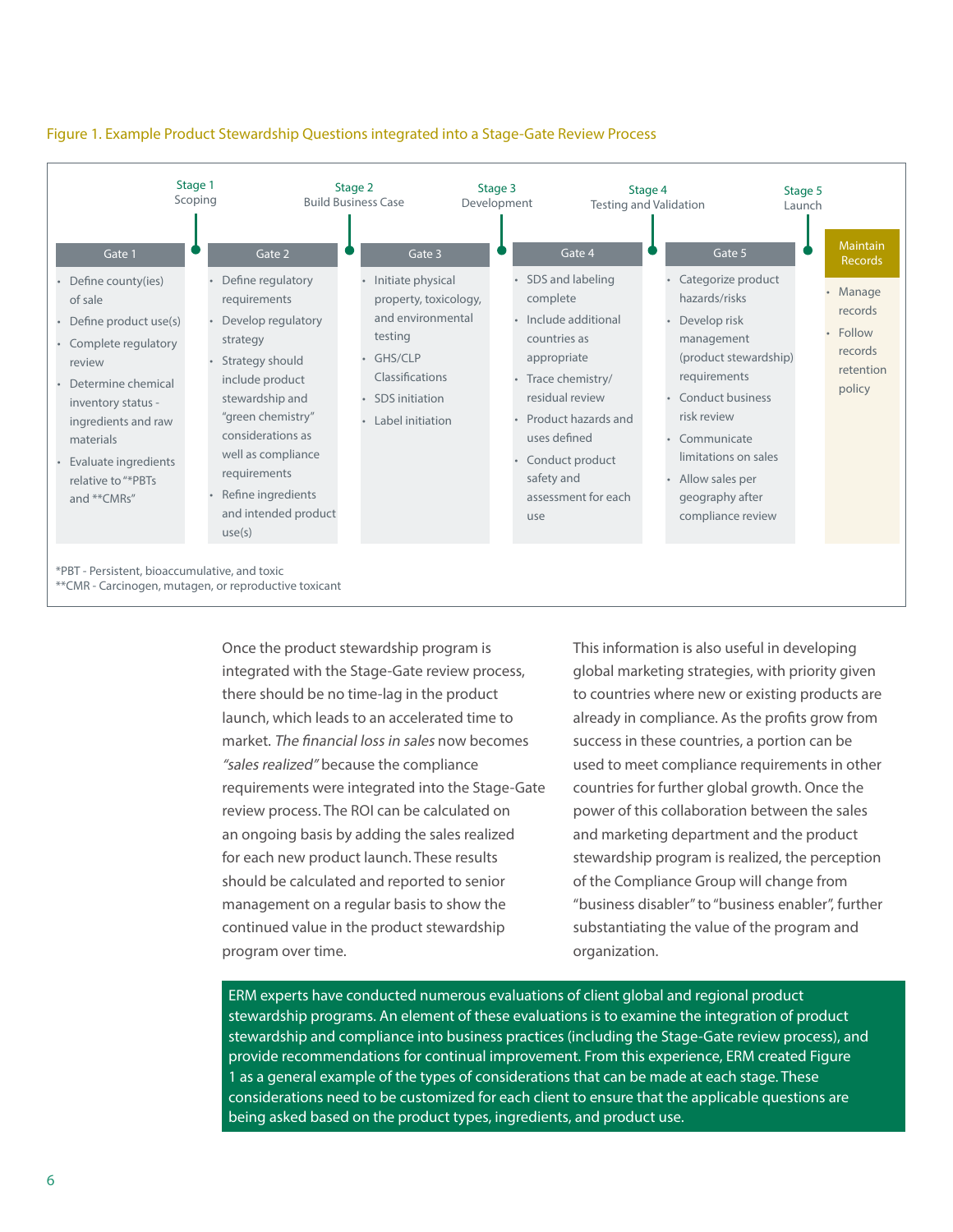Figure 1. Example Product Stewardship Questions integrated into a Stage-Gate Review Process

| Gate 1 | Stage 1 Scoping → Gate 2 | Stage 2 Build Business Case → Gate 3 | Stage 3 Development → Gate 4 | Stage 4 Testing and Validation → Gate 5 | Stage 5 Launch → Maintain Records |
|---|---|---|---|---|---|
| • Define county(ies) of sale<br>• Define product use(s)<br>• Complete regulatory review<br>• Determine chemical inventory status - ingredients and raw materials<br>• Evaluate ingredients relative to "*PBTs and **CMRs" | • Define regulatory requirements<br>• Develop regulatory strategy<br>• Strategy should include product stewardship and "green chemistry" considerations as well as compliance requirements<br>• Refine ingredients and intended product use(s) | • Initiate physical property, toxicology, and environmental testing<br>• GHS/CLP Classifications<br>• SDS initiation<br>• Label initiation | • SDS and labeling complete<br>• Include additional countries as appropriate<br>• Trace chemistry/ residual review<br>• Product hazards and uses defined<br>• Conduct product safety and assessment for each use | • Categorize product hazards/risks<br>• Develop risk management (product stewardship) requirements<br>• Conduct business risk review<br>• Communicate limitations on sales<br>• Allow sales per geography after compliance review | • Manage records<br>• Follow records retention policy |

*PBT - Persistent, bioaccumulative, and toxic
**CMR - Carcinogen, mutagen, or reproductive toxicant

Once the product stewardship program is integrated with the Stage-Gate review process, there should be no time-lag in the product launch, which leads to an accelerated time to market. *The financial loss in sales* now becomes *"sales realized"* because the compliance requirements were integrated into the Stage-Gate review process. The ROI can be calculated on an ongoing basis by adding the sales realized for each new product launch. These results should be calculated and reported to senior management on a regular basis to show the continued value in the product stewardship program over time.

This information is also useful in developing global marketing strategies, with priority given to countries where new or existing products are already in compliance. As the profits grow from success in these countries, a portion can be used to meet compliance requirements in other countries for further global growth. Once the power of this collaboration between the sales and marketing department and the product stewardship program is realized, the perception of the Compliance Group will change from "business disabler" to "business enabler", further substantiating the value of the program and organization.

ERM experts have conducted numerous evaluations of client global and regional product stewardship programs. An element of these evaluations is to examine the integration of product stewardship and compliance into business practices (including the Stage-Gate review process), and provide recommendations for continual improvement. From this experience, ERM created Figure 1 as a general example of the types of considerations that can be made at each stage. These considerations need to be customized for each client to ensure that the applicable questions are being asked based on the product types, ingredients, and product use.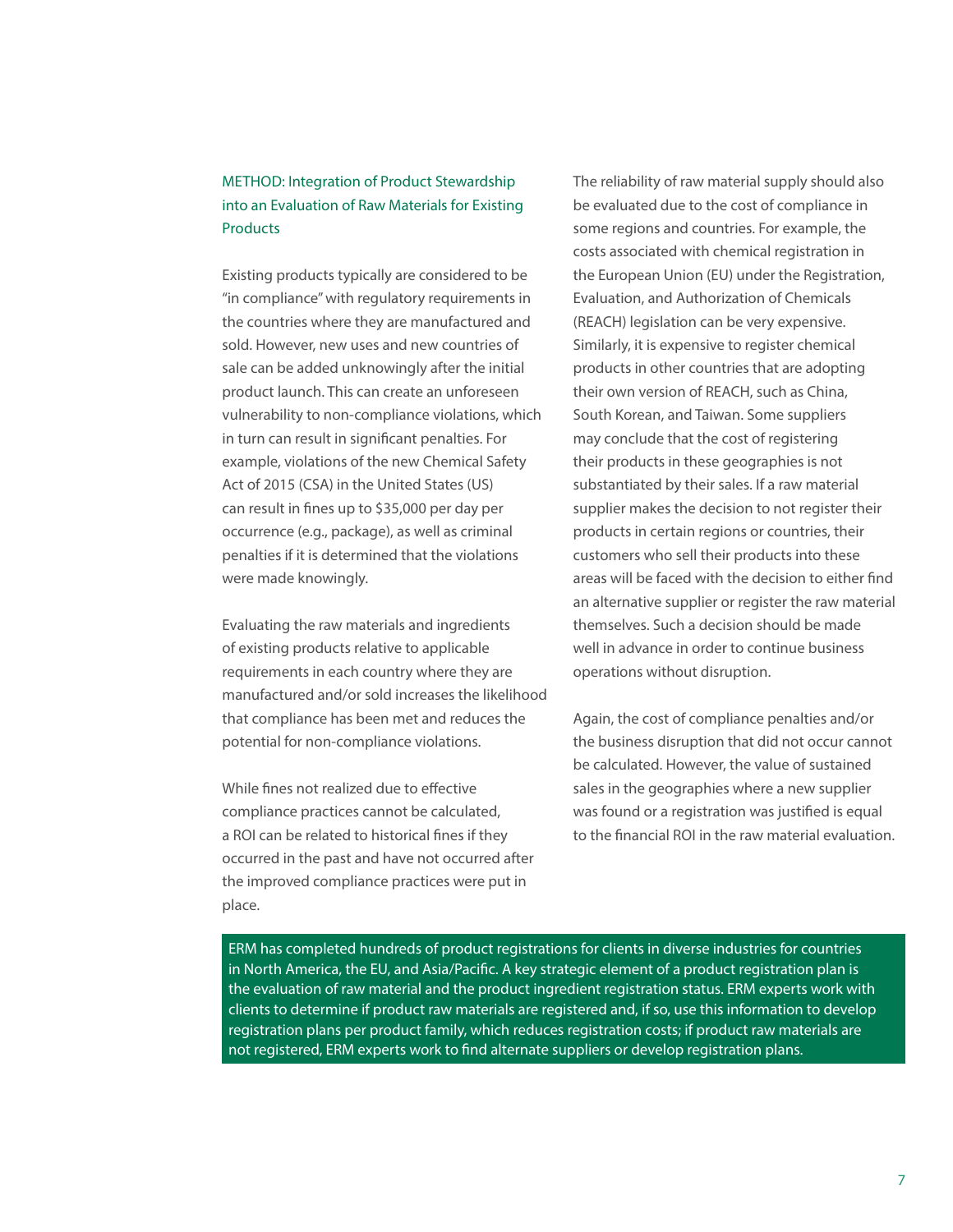## METHOD: Integration of Product Stewardship into an Evaluation of Raw Materials for Existing Products

Existing products typically are considered to be "in compliance" with regulatory requirements in the countries where they are manufactured and sold. However, new uses and new countries of sale can be added unknowingly after the initial product launch. This can create an unforeseen vulnerability to non-compliance violations, which in turn can result in significant penalties. For example, violations of the new Chemical Safety Act of 2015 (CSA) in the United States (US) can result in fines up to $35,000 per day per occurrence (e.g., package), as well as criminal penalties if it is determined that the violations were made knowingly.

Evaluating the raw materials and ingredients of existing products relative to applicable requirements in each country where they are manufactured and/or sold increases the likelihood that compliance has been met and reduces the potential for non-compliance violations.

While fines not realized due to effective compliance practices cannot be calculated, a ROI can be related to historical fines if they occurred in the past and have not occurred after the improved compliance practices were put in place.

The reliability of raw material supply should also be evaluated due to the cost of compliance in some regions and countries. For example, the costs associated with chemical registration in the European Union (EU) under the Registration, Evaluation, and Authorization of Chemicals (REACH) legislation can be very expensive. Similarly, it is expensive to register chemical products in other countries that are adopting their own version of REACH, such as China, South Korean, and Taiwan. Some suppliers may conclude that the cost of registering their products in these geographies is not substantiated by their sales. If a raw material supplier makes the decision to not register their products in certain regions or countries, their customers who sell their products into these areas will be faced with the decision to either find an alternative supplier or register the raw material themselves. Such a decision should be made well in advance in order to continue business operations without disruption.

Again, the cost of compliance penalties and/or the business disruption that did not occur cannot be calculated. However, the value of sustained sales in the geographies where a new supplier was found or a registration was justified is equal to the financial ROI in the raw material evaluation.

ERM has completed hundreds of product registrations for clients in diverse industries for countries in North America, the EU, and Asia/Pacific. A key strategic element of a product registration plan is the evaluation of raw material and the product ingredient registration status. ERM experts work with clients to determine if product raw materials are registered and, if so, use this information to develop registration plans per product family, which reduces registration costs; if product raw materials are not registered, ERM experts work to find alternate suppliers or develop registration plans.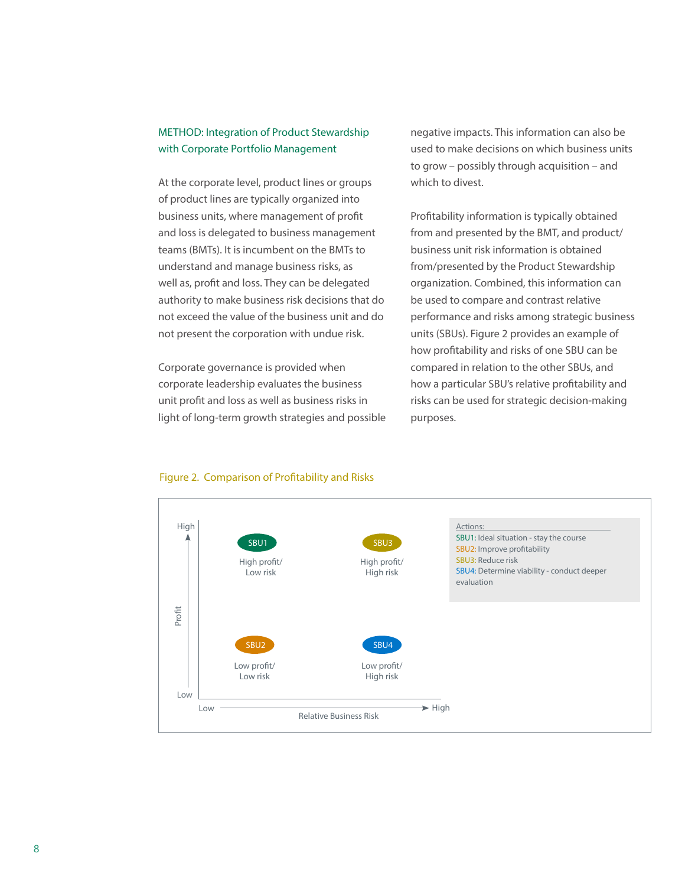## METHOD: Integration of Product Stewardship with Corporate Portfolio Management

At the corporate level, product lines or groups of product lines are typically organized into business units, where management of profit and loss is delegated to business management teams (BMTs). It is incumbent on the BMTs to understand and manage business risks, as well as, profit and loss. They can be delegated authority to make business risk decisions that do not exceed the value of the business unit and do not present the corporation with undue risk.

Corporate governance is provided when corporate leadership evaluates the business unit profit and loss as well as business risks in light of long-term growth strategies and possible negative impacts. This information can also be used to make decisions on which business units to grow – possibly through acquisition – and which to divest.

Profitability information is typically obtained from and presented by the BMT, and product/business unit risk information is obtained from/presented by the Product Stewardship organization. Combined, this information can be used to compare and contrast relative performance and risks among strategic business units (SBUs). Figure 2 provides an example of how profitability and risks of one SBU can be compared in relation to the other SBUs, and how a particular SBU's relative profitability and risks can be used for strategic decision-making purposes.

Figure 2. Comparison of Profitability and Risks

| Profit \ Relative Business Risk | Low | High |
|---|---|---|
| High | SBU1: High profit/Low risk | SBU3: High profit/High risk |
| Low | SBU2: Low profit/Low risk | SBU4: Low profit/High risk |

Actions:

- SBU1: Ideal situation - stay the course
- SBU2: Improve profitability
- SBU3: Reduce risk
- SBU4: Determine viability - conduct deeper evaluation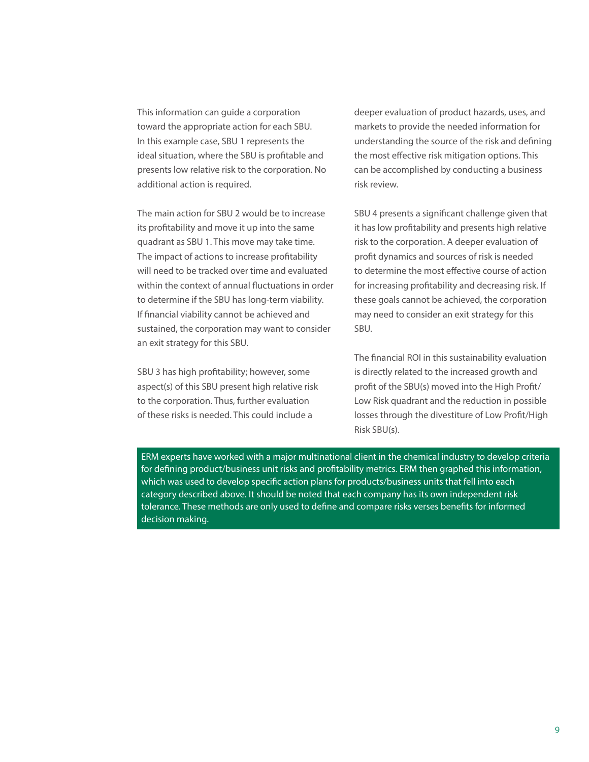This information can guide a corporation toward the appropriate action for each SBU. In this example case, SBU 1 represents the ideal situation, where the SBU is profitable and presents low relative risk to the corporation. No additional action is required.

The main action for SBU 2 would be to increase its profitability and move it up into the same quadrant as SBU 1. This move may take time. The impact of actions to increase profitability will need to be tracked over time and evaluated within the context of annual fluctuations in order to determine if the SBU has long-term viability. If financial viability cannot be achieved and sustained, the corporation may want to consider an exit strategy for this SBU.

SBU 3 has high profitability; however, some aspect(s) of this SBU present high relative risk to the corporation. Thus, further evaluation of these risks is needed. This could include a deeper evaluation of product hazards, uses, and markets to provide the needed information for understanding the source of the risk and defining the most effective risk mitigation options. This can be accomplished by conducting a business risk review.

SBU 4 presents a significant challenge given that it has low profitability and presents high relative risk to the corporation. A deeper evaluation of profit dynamics and sources of risk is needed to determine the most effective course of action for increasing profitability and decreasing risk. If these goals cannot be achieved, the corporation may need to consider an exit strategy for this SBU.

The financial ROI in this sustainability evaluation is directly related to the increased growth and profit of the SBU(s) moved into the High Profit/Low Risk quadrant and the reduction in possible losses through the divestiture of Low Profit/High Risk SBU(s).

ERM experts have worked with a major multinational client in the chemical industry to develop criteria for defining product/business unit risks and profitability metrics. ERM then graphed this information, which was used to develop specific action plans for products/business units that fell into each category described above. It should be noted that each company has its own independent risk tolerance. These methods are only used to define and compare risks verses benefits for informed decision making.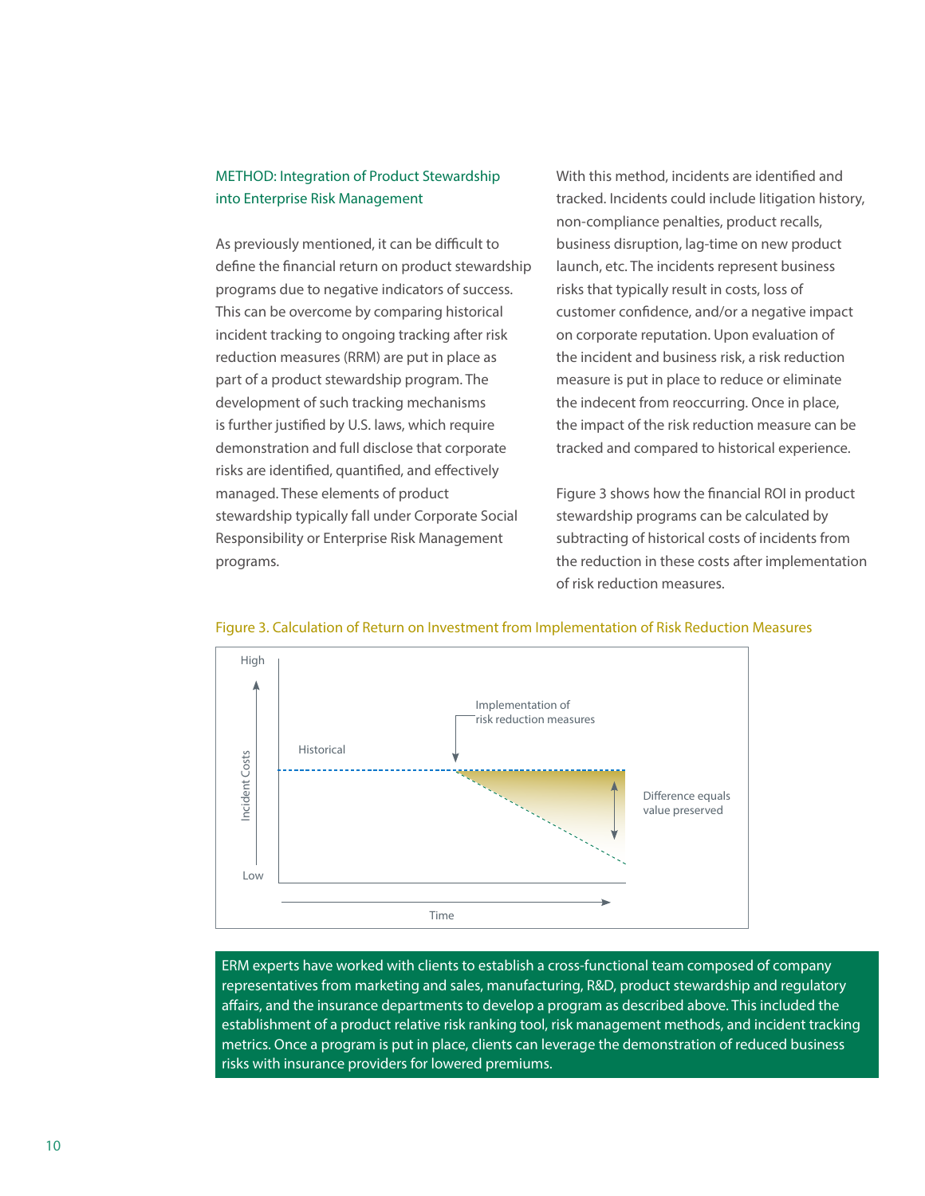## METHOD: Integration of Product Stewardship into Enterprise Risk Management

As previously mentioned, it can be difficult to define the financial return on product stewardship programs due to negative indicators of success. This can be overcome by comparing historical incident tracking to ongoing tracking after risk reduction measures (RRM) are put in place as part of a product stewardship program. The development of such tracking mechanisms is further justified by U.S. laws, which require demonstration and full disclose that corporate risks are identified, quantified, and effectively managed. These elements of product stewardship typically fall under Corporate Social Responsibility or Enterprise Risk Management programs.

With this method, incidents are identified and tracked. Incidents could include litigation history, non-compliance penalties, product recalls, business disruption, lag-time on new product launch, etc. The incidents represent business risks that typically result in costs, loss of customer confidence, and/or a negative impact on corporate reputation. Upon evaluation of the incident and business risk, a risk reduction measure is put in place to reduce or eliminate the indecent from reoccurring. Once in place, the impact of the risk reduction measure can be tracked and compared to historical experience.

Figure 3 shows how the financial ROI in product stewardship programs can be calculated by subtracting of historical costs of incidents from the reduction in these costs after implementation of risk reduction measures.

Figure 3. Calculation of Return on Investment from Implementation of Risk Reduction Measures

ERM experts have worked with clients to establish a cross-functional team composed of company representatives from marketing and sales, manufacturing, R&D, product stewardship and regulatory affairs, and the insurance departments to develop a program as described above. This included the establishment of a product relative risk ranking tool, risk management methods, and incident tracking metrics. Once a program is put in place, clients can leverage the demonstration of reduced business risks with insurance providers for lowered premiums.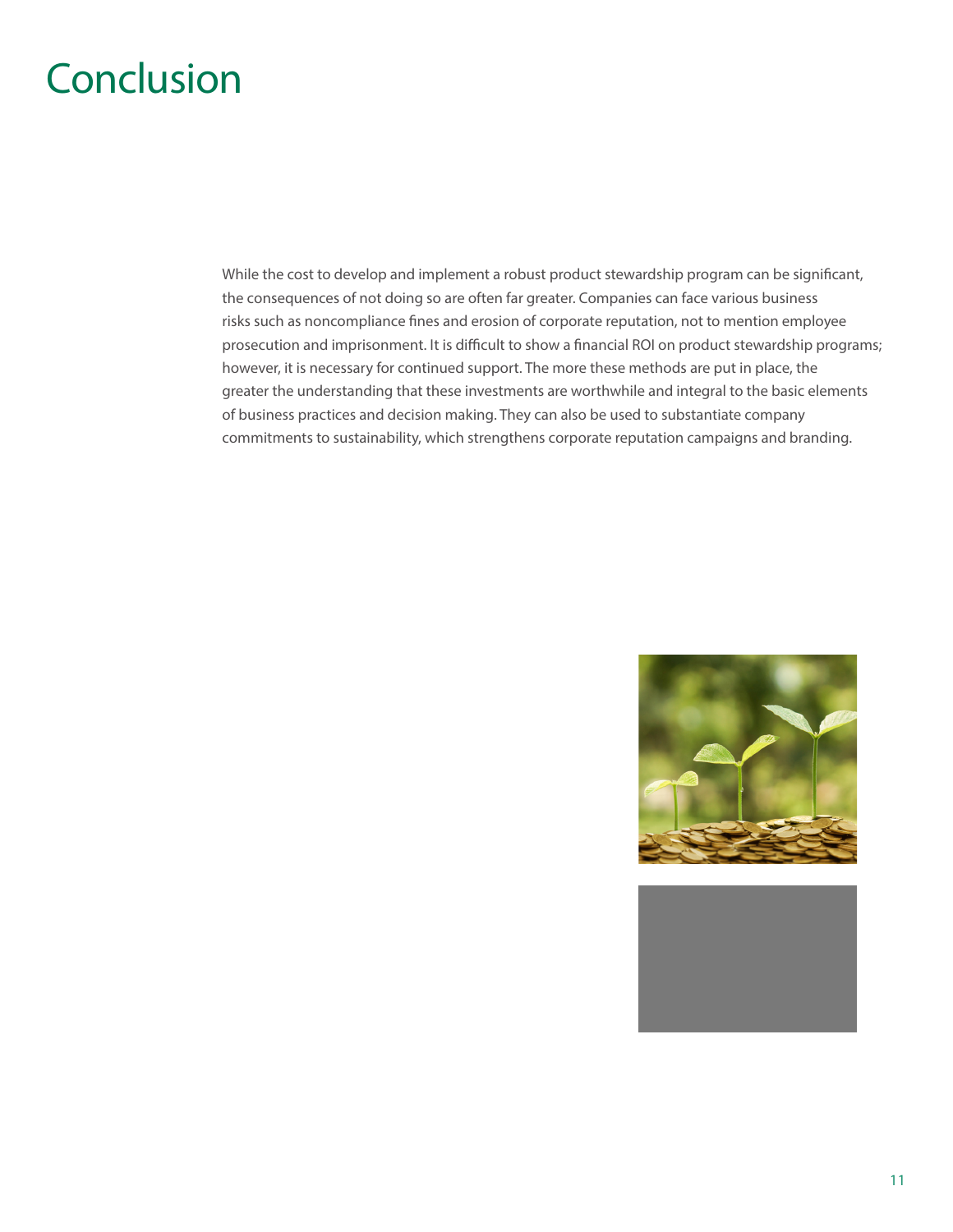# Conclusion

While the cost to develop and implement a robust product stewardship program can be significant, the consequences of not doing so are often far greater. Companies can face various business risks such as noncompliance fines and erosion of corporate reputation, not to mention employee prosecution and imprisonment. It is difficult to show a financial ROI on product stewardship programs; however, it is necessary for continued support. The more these methods are put in place, the greater the understanding that these investments are worthwhile and integral to the basic elements of business practices and decision making. They can also be used to substantiate company commitments to sustainability, which strengthens corporate reputation campaigns and branding.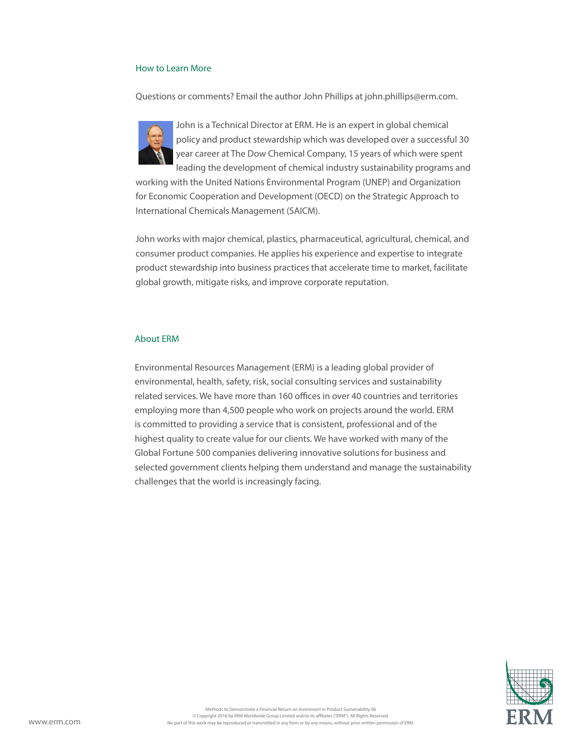## How to Learn More

Questions or comments? Email the author John Phillips at john.phillips@erm.com.

John is a Technical Director at ERM. He is an expert in global chemical policy and product stewardship which was developed over a successful 30 year career at The Dow Chemical Company, 15 years of which were spent leading the development of chemical industry sustainability programs and working with the United Nations Environmental Program (UNEP) and Organization for Economic Cooperation and Development (OECD) on the Strategic Approach to International Chemicals Management (SAICM).

John works with major chemical, plastics, pharmaceutical, agricultural, chemical, and consumer product companies. He applies his experience and expertise to integrate product stewardship into business practices that accelerate time to market, facilitate global growth, mitigate risks, and improve corporate reputation.

## About ERM

Environmental Resources Management (ERM) is a leading global provider of environmental, health, safety, risk, social consulting services and sustainability related services. We have more than 160 offices in over 40 countries and territories employing more than 4,500 people who work on projects around the world. ERM is committed to providing a service that is consistent, professional and of the highest quality to create value for our clients. We have worked with many of the Global Fortune 500 companies delivering innovative solutions for business and selected government clients helping them understand and manage the sustainability challenges that the world is increasingly facing.

© Copyright 2016 by ERM Worldwide Group Limited and/or its affiliates ("ERM"). All Rights Reserved.
No part of this work may be reproduced or transmitted in any form or by any means, without prior written permission of ERM.

www.erm.com